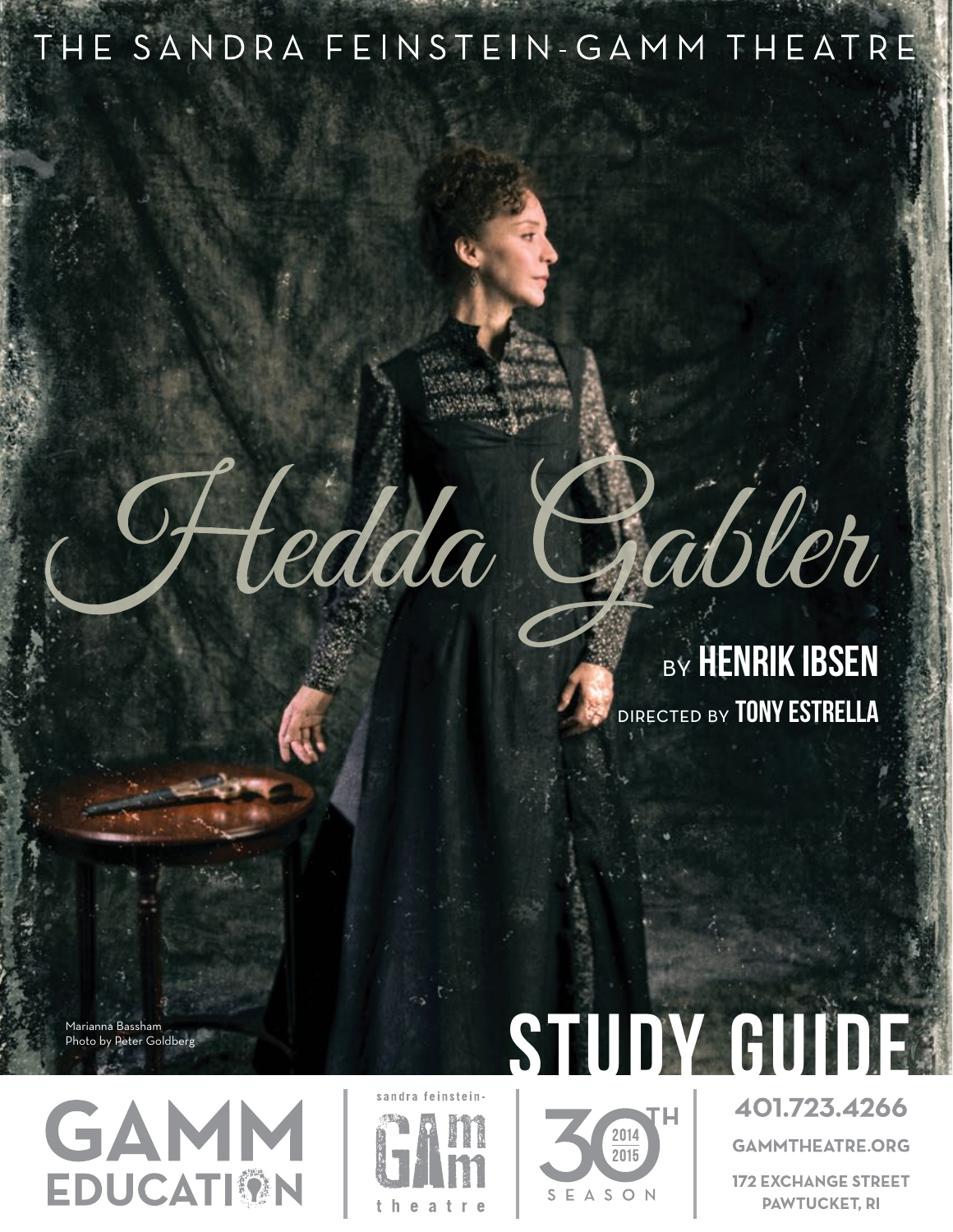THE SANDRA FEINSTEIN-GAMM THEATRE

# Hedda Gabler

BY **HENRIK IBSEN**

DIRECTED BY **TONY ESTRELLA**

Marianna Bassham
Photo by Peter Goldberg

# STUDY GUIDE

GAMM EDUCATION

sandra feinstein-gamm theatre

30TH SEASON 2014 2015

401.723.4266

GAMMTHEATRE.ORG

172 EXCHANGE STREET
PAWTUCKET, RI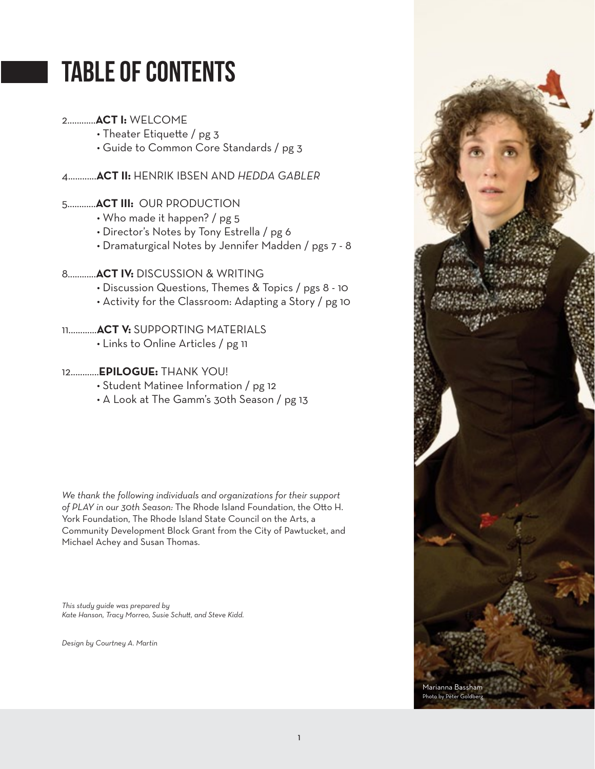# TABLE OF CONTENTS

2............**ACT I:** WELCOME
- Theater Etiquette / pg 3
- Guide to Common Core Standards / pg 3

4............**ACT II:** HENRIK IBSEN AND *HEDDA GABLER*

5............**ACT III:** OUR PRODUCTION
- Who made it happen? / pg 5
- Director's Notes by Tony Estrella / pg 6
- Dramaturgical Notes by Jennifer Madden / pgs 7 - 8

8............**ACT IV:** DISCUSSION & WRITING
- Discussion Questions, Themes & Topics / pgs 8 - 10
- Activity for the Classroom: Adapting a Story / pg 10

11............**ACT V:** SUPPORTING MATERIALS
- Links to Online Articles / pg 11

12............**EPILOGUE:** THANK YOU!
- Student Matinee Information / pg 12
- A Look at The Gamm's 30th Season / pg 13

*We thank the following individuals and organizations for their support of PLAY in our 30th Season:* The Rhode Island Foundation, the Otto H. York Foundation, The Rhode Island State Council on the Arts, a Community Development Block Grant from the City of Pawtucket, and Michael Achey and Susan Thomas.

*This study guide was prepared by Kate Hanson, Tracy Morreo, Susie Schutt, and Steve Kidd.*

*Design by Courtney A. Martin*

Marianna Bassham
Photo by Peter Goldberg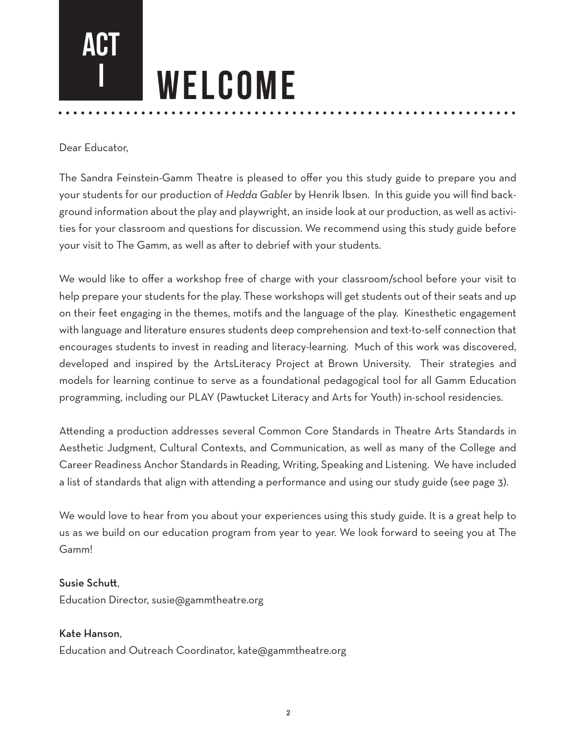# ACT I WELCOME

Dear Educator,

The Sandra Feinstein-Gamm Theatre is pleased to offer you this study guide to prepare you and your students for our production of *Hedda Gabler* by Henrik Ibsen. In this guide you will find background information about the play and playwright, an inside look at our production, as well as activities for your classroom and questions for discussion. We recommend using this study guide before your visit to The Gamm, as well as after to debrief with your students.

We would like to offer a workshop free of charge with your classroom/school before your visit to help prepare your students for the play. These workshops will get students out of their seats and up on their feet engaging in the themes, motifs and the language of the play. Kinesthetic engagement with language and literature ensures students deep comprehension and text-to-self connection that encourages students to invest in reading and literacy-learning. Much of this work was discovered, developed and inspired by the ArtsLiteracy Project at Brown University. Their strategies and models for learning continue to serve as a foundational pedagogical tool for all Gamm Education programming, including our PLAY (Pawtucket Literacy and Arts for Youth) in-school residencies.

Attending a production addresses several Common Core Standards in Theatre Arts Standards in Aesthetic Judgment, Cultural Contexts, and Communication, as well as many of the College and Career Readiness Anchor Standards in Reading, Writing, Speaking and Listening. We have included a list of standards that align with attending a performance and using our study guide (see page 3).

We would love to hear from you about your experiences using this study guide. It is a great help to us as we build on our education program from year to year. We look forward to seeing you at The Gamm!

**Susie Schutt**,
Education Director, susie@gammtheatre.org

**Kate Hanson**,
Education and Outreach Coordinator, kate@gammtheatre.org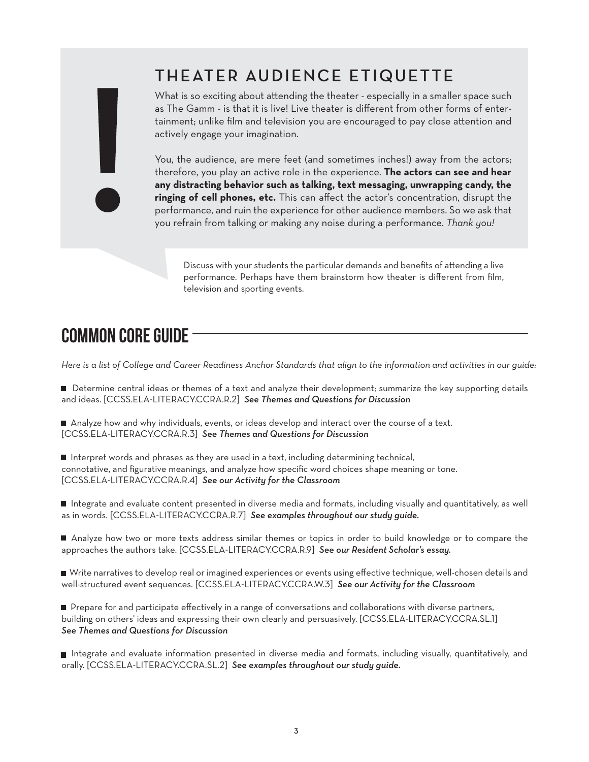## THEATER AUDIENCE ETIQUETTE

What is so exciting about attending the theater - especially in a smaller space such as The Gamm - is that it is live! Live theater is different from other forms of entertainment; unlike film and television you are encouraged to pay close attention and actively engage your imagination.

You, the audience, are mere feet (and sometimes inches!) away from the actors; therefore, you play an active role in the experience. **The actors can see and hear any distracting behavior such as talking, text messaging, unwrapping candy, the ringing of cell phones, etc.** This can affect the actor's concentration, disrupt the performance, and ruin the experience for other audience members. So we ask that you refrain from talking or making any noise during a performance. *Thank you!*

Discuss with your students the particular demands and benefits of attending a live performance. Perhaps have them brainstorm how theater is different from film, television and sporting events.

## COMMON CORE GUIDE

*Here is a list of College and Career Readiness Anchor Standards that align to the information and activities in our guide:*

- Determine central ideas or themes of a text and analyze their development; summarize the key supporting details and ideas. [CCSS.ELA-LITERACY.CCRA.R.2] ***See Themes and Questions for Discussion***

- Analyze how and why individuals, events, or ideas develop and interact over the course of a text. [CCSS.ELA-LITERACY.CCRA.R.3] ***See Themes and Questions for Discussion***

- Interpret words and phrases as they are used in a text, including determining technical, connotative, and figurative meanings, and analyze how specific word choices shape meaning or tone. [CCSS.ELA-LITERACY.CCRA.R.4] ***See our Activity for the Classroom***

- Integrate and evaluate content presented in diverse media and formats, including visually and quantitatively, as well as in words. [CCSS.ELA-LITERACY.CCRA.R.7] ***See examples throughout our study guide.***

- Analyze how two or more texts address similar themes or topics in order to build knowledge or to compare the approaches the authors take. [CCSS.ELA-LITERACY.CCRA.R.9] ***See our Resident Scholar's essay.***

- Write narratives to develop real or imagined experiences or events using effective technique, well-chosen details and well-structured event sequences. [CCSS.ELA-LITERACY.CCRA.W.3] ***See our Activity for the Classroom***

- Prepare for and participate effectively in a range of conversations and collaborations with diverse partners, building on others' ideas and expressing their own clearly and persuasively. [CCSS.ELA-LITERACY.CCRA.SL.1] ***See Themes and Questions for Discussion***

- Integrate and evaluate information presented in diverse media and formats, including visually, quantitatively, and orally. [CCSS.ELA-LITERACY.CCRA.SL.2] ***See examples throughout our study guide.***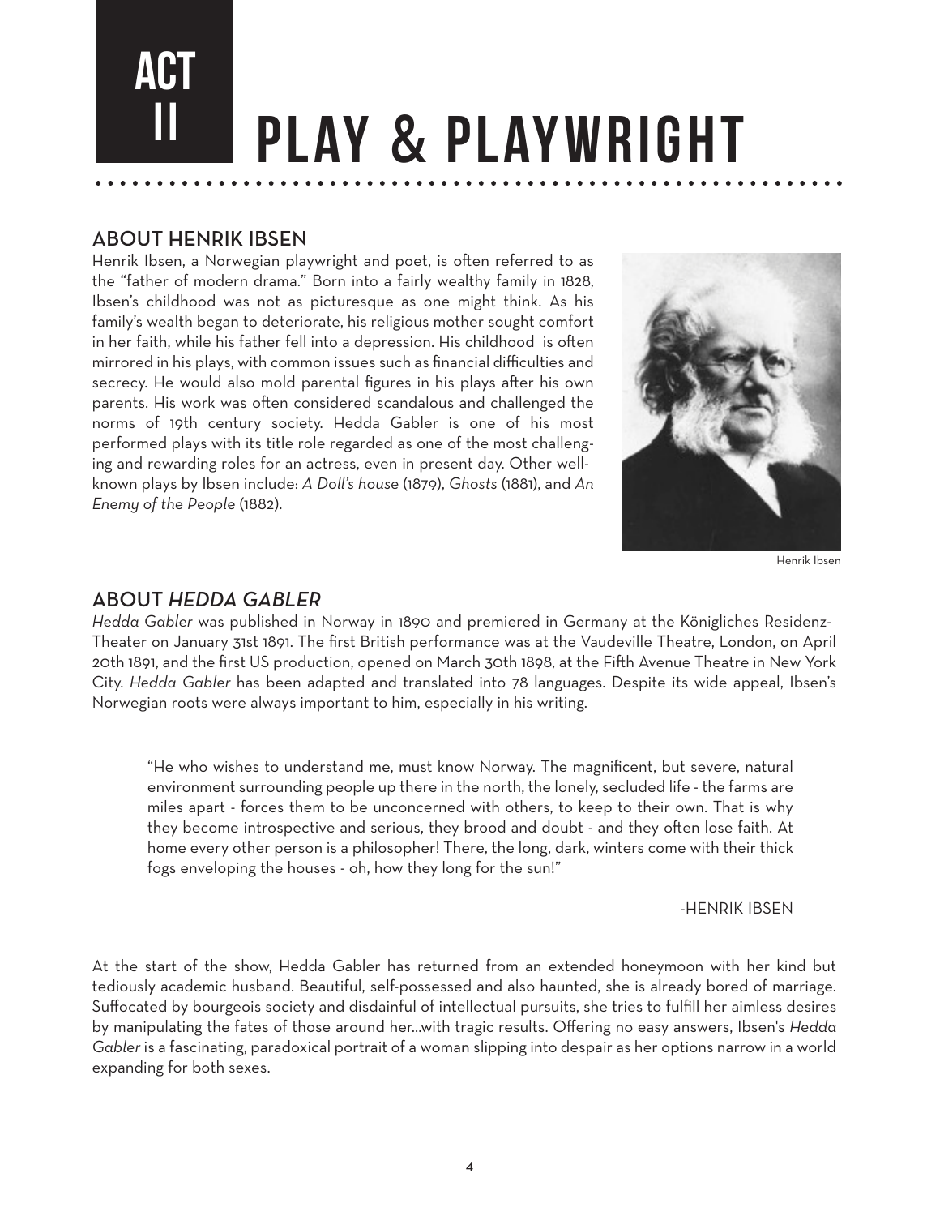# ACT II PLAY & PLAYWRIGHT

## ABOUT HENRIK IBSEN

Henrik Ibsen, a Norwegian playwright and poet, is often referred to as the "father of modern drama." Born into a fairly wealthy family in 1828, Ibsen's childhood was not as picturesque as one might think. As his family's wealth began to deteriorate, his religious mother sought comfort in her faith, while his father fell into a depression. His childhood is often mirrored in his plays, with common issues such as financial difficulties and secrecy. He would also mold parental figures in his plays after his own parents. His work was often considered scandalous and challenged the norms of 19th century society. Hedda Gabler is one of his most performed plays with its title role regarded as one of the most challenging and rewarding roles for an actress, even in present day. Other well-known plays by Ibsen include: *A Doll's house* (1879), *Ghosts* (1881), and *An Enemy of the People* (1882).

Henrik Ibsen

## ABOUT *HEDDA GABLER*

*Hedda Gabler* was published in Norway in 1890 and premiered in Germany at the Königliches Residenz-Theater on January 31st 1891. The first British performance was at the Vaudeville Theatre, London, on April 20th 1891, and the first US production, opened on March 30th 1898, at the Fifth Avenue Theatre in New York City. *Hedda Gabler* has been adapted and translated into 78 languages. Despite its wide appeal, Ibsen's Norwegian roots were always important to him, especially in his writing.

> "He who wishes to understand me, must know Norway. The magnificent, but severe, natural environment surrounding people up there in the north, the lonely, secluded life - the farms are miles apart - forces them to be unconcerned with others, to keep to their own. That is why they become introspective and serious, they brood and doubt - and they often lose faith. At home every other person is a philosopher! There, the long, dark, winters come with their thick fogs enveloping the houses - oh, how they long for the sun!"
>
> -HENRIK IBSEN

At the start of the show, Hedda Gabler has returned from an extended honeymoon with her kind but tediously academic husband. Beautiful, self-possessed and also haunted, she is already bored of marriage. Suffocated by bourgeois society and disdainful of intellectual pursuits, she tries to fulfill her aimless desires by manipulating the fates of those around her...with tragic results. Offering no easy answers, Ibsen's *Hedda Gabler* is a fascinating, paradoxical portrait of a woman slipping into despair as her options narrow in a world expanding for both sexes.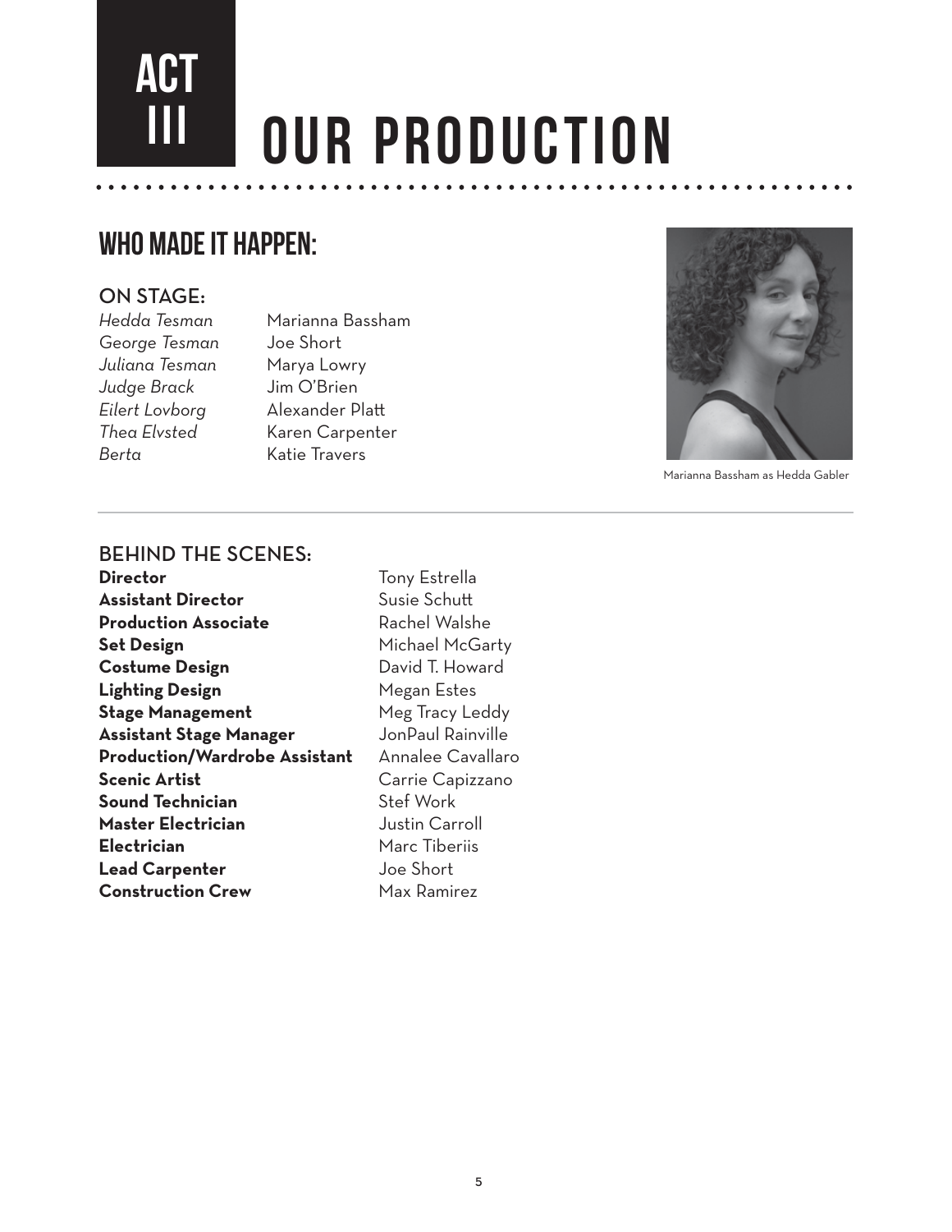# ACT III OUR PRODUCTION

## WHO MADE IT HAPPEN:

### ON STAGE:

| | |
|---|---|
| *Hedda Tesman* | Marianna Bassham |
| *George Tesman* | Joe Short |
| *Juliana Tesman* | Marya Lowry |
| *Judge Brack* | Jim O'Brien |
| *Eilert Lovborg* | Alexander Platt |
| *Thea Elvsted* | Karen Carpenter |
| *Berta* | Katie Travers |

Marianna Bassham as Hedda Gabler

### BEHIND THE SCENES:

| | |
|---|---|
| **Director** | Tony Estrella |
| **Assistant Director** | Susie Schutt |
| **Production Associate** | Rachel Walshe |
| **Set Design** | Michael McGarty |
| **Costume Design** | David T. Howard |
| **Lighting Design** | Megan Estes |
| **Stage Management** | Meg Tracy Leddy |
| **Assistant Stage Manager** | JonPaul Rainville |
| **Production/Wardrobe Assistant** | Annalee Cavallaro |
| **Scenic Artist** | Carrie Capizzano |
| **Sound Technician** | Stef Work |
| **Master Electrician** | Justin Carroll |
| **Electrician** | Marc Tiberiis |
| **Lead Carpenter** | Joe Short |
| **Construction Crew** | Max Ramirez |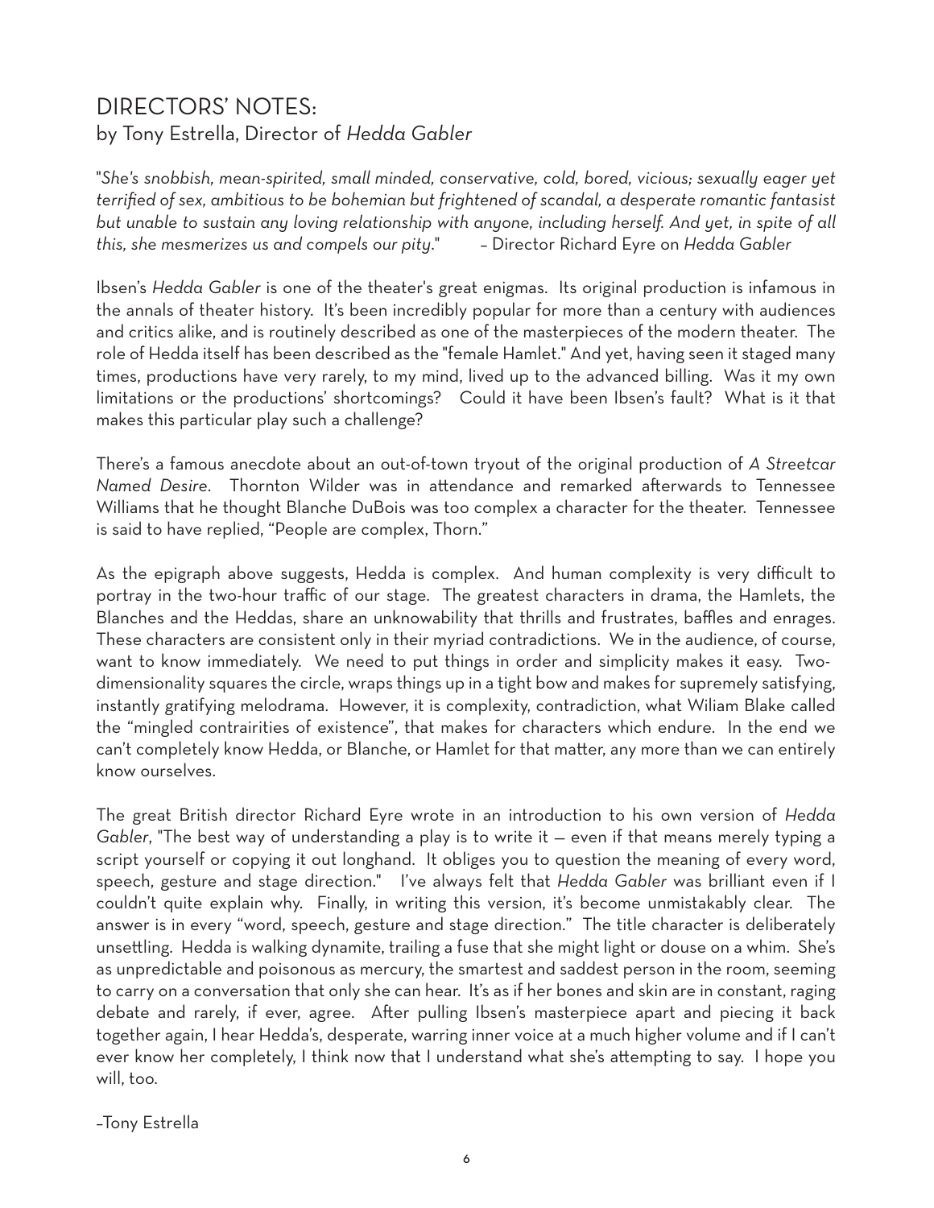# DIRECTORS' NOTES:
## by Tony Estrella, Director of *Hedda Gabler*

"*She's snobbish, mean-spirited, small minded, conservative, cold, bored, vicious; sexually eager yet terrified of sex, ambitious to be bohemian but frightened of scandal, a desperate romantic fantasist but unable to sustain any loving relationship with anyone, including herself. And yet, in spite of all this, she mesmerizes us and compels our pity.*" – Director Richard Eyre on *Hedda Gabler*

Ibsen's *Hedda Gabler* is one of the theater's great enigmas. Its original production is infamous in the annals of theater history. It's been incredibly popular for more than a century with audiences and critics alike, and is routinely described as one of the masterpieces of the modern theater. The role of Hedda itself has been described as the "female Hamlet." And yet, having seen it staged many times, productions have very rarely, to my mind, lived up to the advanced billing. Was it my own limitations or the productions' shortcomings? Could it have been Ibsen's fault? What is it that makes this particular play such a challenge?

There's a famous anecdote about an out-of-town tryout of the original production of *A Streetcar Named Desire*. Thornton Wilder was in attendance and remarked afterwards to Tennessee Williams that he thought Blanche DuBois was too complex a character for the theater. Tennessee is said to have replied, "People are complex, Thorn."

As the epigraph above suggests, Hedda is complex. And human complexity is very difficult to portray in the two-hour traffic of our stage. The greatest characters in drama, the Hamlets, the Blanches and the Heddas, share an unknowability that thrills and frustrates, baffles and enrages. These characters are consistent only in their myriad contradictions. We in the audience, of course, want to know immediately. We need to put things in order and simplicity makes it easy. Two-dimensionality squares the circle, wraps things up in a tight bow and makes for supremely satisfying, instantly gratifying melodrama. However, it is complexity, contradiction, what Wiliam Blake called the "mingled contrairities of existence", that makes for characters which endure. In the end we can't completely know Hedda, or Blanche, or Hamlet for that matter, any more than we can entirely know ourselves.

The great British director Richard Eyre wrote in an introduction to his own version of *Hedda Gabler*, "The best way of understanding a play is to write it — even if that means merely typing a script yourself or copying it out longhand. It obliges you to question the meaning of every word, speech, gesture and stage direction." I've always felt that *Hedda Gabler* was brilliant even if I couldn't quite explain why. Finally, in writing this version, it's become unmistakably clear. The answer is in every "word, speech, gesture and stage direction." The title character is deliberately unsettling. Hedda is walking dynamite, trailing a fuse that she might light or douse on a whim. She's as unpredictable and poisonous as mercury, the smartest and saddest person in the room, seeming to carry on a conversation that only she can hear. It's as if her bones and skin are in constant, raging debate and rarely, if ever, agree. After pulling Ibsen's masterpiece apart and piecing it back together again, I hear Hedda's, desperate, warring inner voice at a much higher volume and if I can't ever know her completely, I think now that I understand what she's attempting to say. I hope you will, too.

–Tony Estrella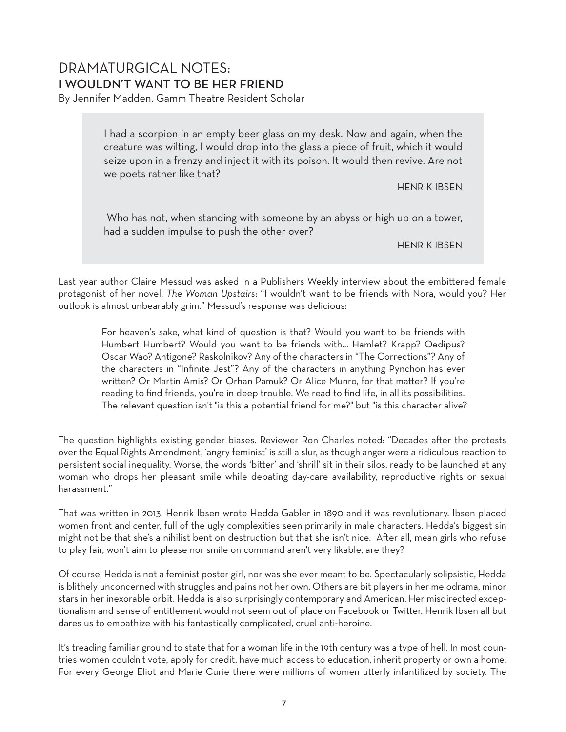# DRAMATURGICAL NOTES:
## I WOULDN'T WANT TO BE HER FRIEND

By Jennifer Madden, Gamm Theatre Resident Scholar

> I had a scorpion in an empty beer glass on my desk. Now and again, when the creature was wilting, I would drop into the glass a piece of fruit, which it would seize upon in a frenzy and inject it with its poison. It would then revive. Are not we poets rather like that?
>
> HENRIK IBSEN

> Who has not, when standing with someone by an abyss or high up on a tower, had a sudden impulse to push the other over?
>
> HENRIK IBSEN

Last year author Claire Messud was asked in a Publishers Weekly interview about the embittered female protagonist of her novel, *The Woman Upstairs*: "I wouldn't want to be friends with Nora, would you? Her outlook is almost unbearably grim." Messud's response was delicious:

> For heaven's sake, what kind of question is that? Would you want to be friends with Humbert Humbert? Would you want to be friends with... Hamlet? Krapp? Oedipus? Oscar Wao? Antigone? Raskolnikov? Any of the characters in "The Corrections"? Any of the characters in "Infinite Jest"? Any of the characters in anything Pynchon has ever written? Or Martin Amis? Or Orhan Pamuk? Or Alice Munro, for that matter? If you're reading to find friends, you're in deep trouble. We read to find life, in all its possibilities. The relevant question isn't "is this a potential friend for me?" but "is this character alive?

The question highlights existing gender biases. Reviewer Ron Charles noted: "Decades after the protests over the Equal Rights Amendment, 'angry feminist' is still a slur, as though anger were a ridiculous reaction to persistent social inequality. Worse, the words 'bitter' and 'shrill' sit in their silos, ready to be launched at any woman who drops her pleasant smile while debating day-care availability, reproductive rights or sexual harassment."

That was written in 2013. Henrik Ibsen wrote Hedda Gabler in 1890 and it was revolutionary. Ibsen placed women front and center, full of the ugly complexities seen primarily in male characters. Hedda's biggest sin might not be that she's a nihilist bent on destruction but that she isn't nice. After all, mean girls who refuse to play fair, won't aim to please nor smile on command aren't very likable, are they?

Of course, Hedda is not a feminist poster girl, nor was she ever meant to be. Spectacularly solipsistic, Hedda is blithely unconcerned with struggles and pains not her own. Others are bit players in her melodrama, minor stars in her inexorable orbit. Hedda is also surprisingly contemporary and American. Her misdirected exceptionalism and sense of entitlement would not seem out of place on Facebook or Twitter. Henrik Ibsen all but dares us to empathize with his fantastically complicated, cruel anti-heroine.

It's treading familiar ground to state that for a woman life in the 19th century was a type of hell. In most countries women couldn't vote, apply for credit, have much access to education, inherit property or own a home. For every George Eliot and Marie Curie there were millions of women utterly infantilized by society. The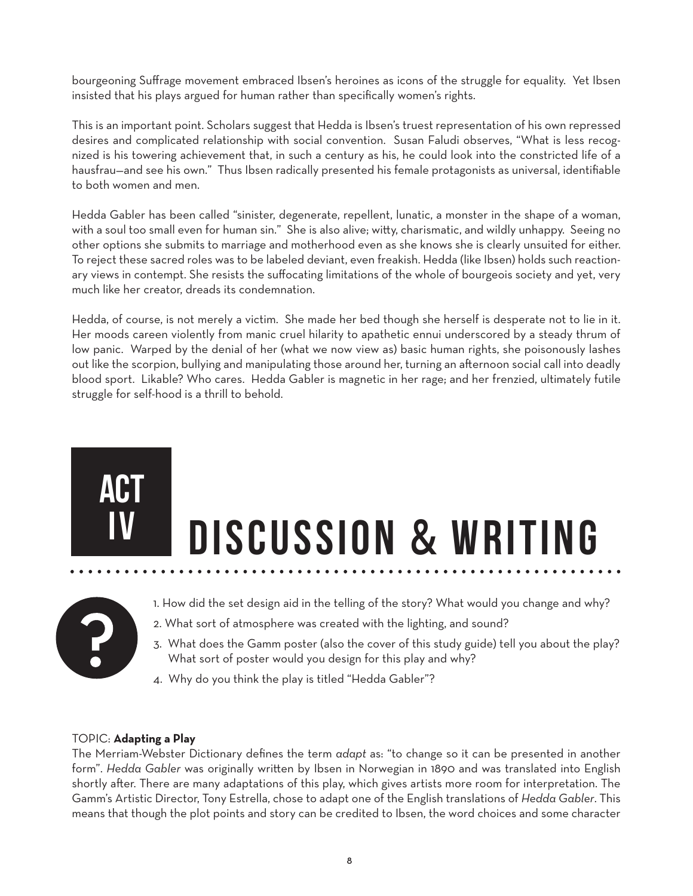bourgeoning Suffrage movement embraced Ibsen's heroines as icons of the struggle for equality. Yet Ibsen insisted that his plays argued for human rather than specifically women's rights.

This is an important point. Scholars suggest that Hedda is Ibsen's truest representation of his own repressed desires and complicated relationship with social convention. Susan Faludi observes, "What is less recognized is his towering achievement that, in such a century as his, he could look into the constricted life of a hausfrau—and see his own." Thus Ibsen radically presented his female protagonists as universal, identifiable to both women and men.

Hedda Gabler has been called "sinister, degenerate, repellent, lunatic, a monster in the shape of a woman, with a soul too small even for human sin." She is also alive; witty, charismatic, and wildly unhappy. Seeing no other options she submits to marriage and motherhood even as she knows she is clearly unsuited for either. To reject these sacred roles was to be labeled deviant, even freakish. Hedda (like Ibsen) holds such reactionary views in contempt. She resists the suffocating limitations of the whole of bourgeois society and yet, very much like her creator, dreads its condemnation.

Hedda, of course, is not merely a victim. She made her bed though she herself is desperate not to lie in it. Her moods careen violently from manic cruel hilarity to apathetic ennui underscored by a steady thrum of low panic. Warped by the denial of her (what we now view as) basic human rights, she poisonously lashes out like the scorpion, bullying and manipulating those around her, turning an afternoon social call into deadly blood sport. Likable? Who cares. Hedda Gabler is magnetic in her rage; and her frenzied, ultimately futile struggle for self-hood is a thrill to behold.

# ACT IV DISCUSSION & WRITING

1. How did the set design aid in the telling of the story? What would you change and why?
2. What sort of atmosphere was created with the lighting, and sound?
3. What does the Gamm poster (also the cover of this study guide) tell you about the play? What sort of poster would you design for this play and why?
4. Why do you think the play is titled "Hedda Gabler"?

TOPIC: **Adapting a Play**

The Merriam-Webster Dictionary defines the term *adapt* as: "to change so it can be presented in another form". *Hedda Gabler* was originally written by Ibsen in Norwegian in 1890 and was translated into English shortly after. There are many adaptations of this play, which gives artists more room for interpretation. The Gamm's Artistic Director, Tony Estrella, chose to adapt one of the English translations of *Hedda Gabler*. This means that though the plot points and story can be credited to Ibsen, the word choices and some character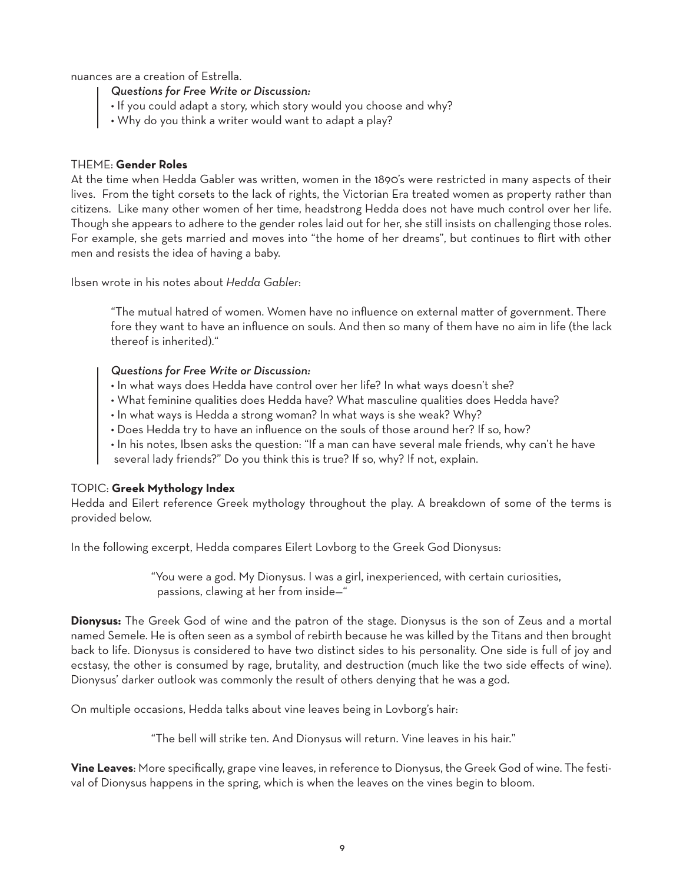nuances are a creation of Estrella.

> *Questions for Free Write or Discussion:*
> - If you could adapt a story, which story would you choose and why?
> - Why do you think a writer would want to adapt a play?

## THEME: **Gender Roles**

At the time when Hedda Gabler was written, women in the 1890's were restricted in many aspects of their lives. From the tight corsets to the lack of rights, the Victorian Era treated women as property rather than citizens. Like many other women of her time, headstrong Hedda does not have much control over her life. Though she appears to adhere to the gender roles laid out for her, she still insists on challenging those roles. For example, she gets married and moves into "the home of her dreams", but continues to flirt with other men and resists the idea of having a baby.

Ibsen wrote in his notes about *Hedda Gabler*:

> "The mutual hatred of women. Women have no influence on external matter of government. There fore they want to have an influence on souls. And then so many of them have no aim in life (the lack thereof is inherited)."

> *Questions for Free Write or Discussion:*
> - In what ways does Hedda have control over her life? In what ways doesn't she?
> - What feminine qualities does Hedda have? What masculine qualities does Hedda have?
> - In what ways is Hedda a strong woman? In what ways is she weak? Why?
> - Does Hedda try to have an influence on the souls of those around her? If so, how?
> - In his notes, Ibsen asks the question: "If a man can have several male friends, why can't he have several lady friends?" Do you think this is true? If so, why? If not, explain.

## TOPIC: **Greek Mythology Index**

Hedda and Eilert reference Greek mythology throughout the play. A breakdown of some of the terms is provided below.

In the following excerpt, Hedda compares Eilert Lovborg to the Greek God Dionysus:

> "You were a god. My Dionysus. I was a girl, inexperienced, with certain curiosities, passions, clawing at her from inside—"

**Dionysus:** The Greek God of wine and the patron of the stage. Dionysus is the son of Zeus and a mortal named Semele. He is often seen as a symbol of rebirth because he was killed by the Titans and then brought back to life. Dionysus is considered to have two distinct sides to his personality. One side is full of joy and ecstasy, the other is consumed by rage, brutality, and destruction (much like the two side effects of wine). Dionysus' darker outlook was commonly the result of others denying that he was a god.

On multiple occasions, Hedda talks about vine leaves being in Lovborg's hair:

> "The bell will strike ten. And Dionysus will return. Vine leaves in his hair."

**Vine Leaves**: More specifically, grape vine leaves, in reference to Dionysus, the Greek God of wine. The festival of Dionysus happens in the spring, which is when the leaves on the vines begin to bloom.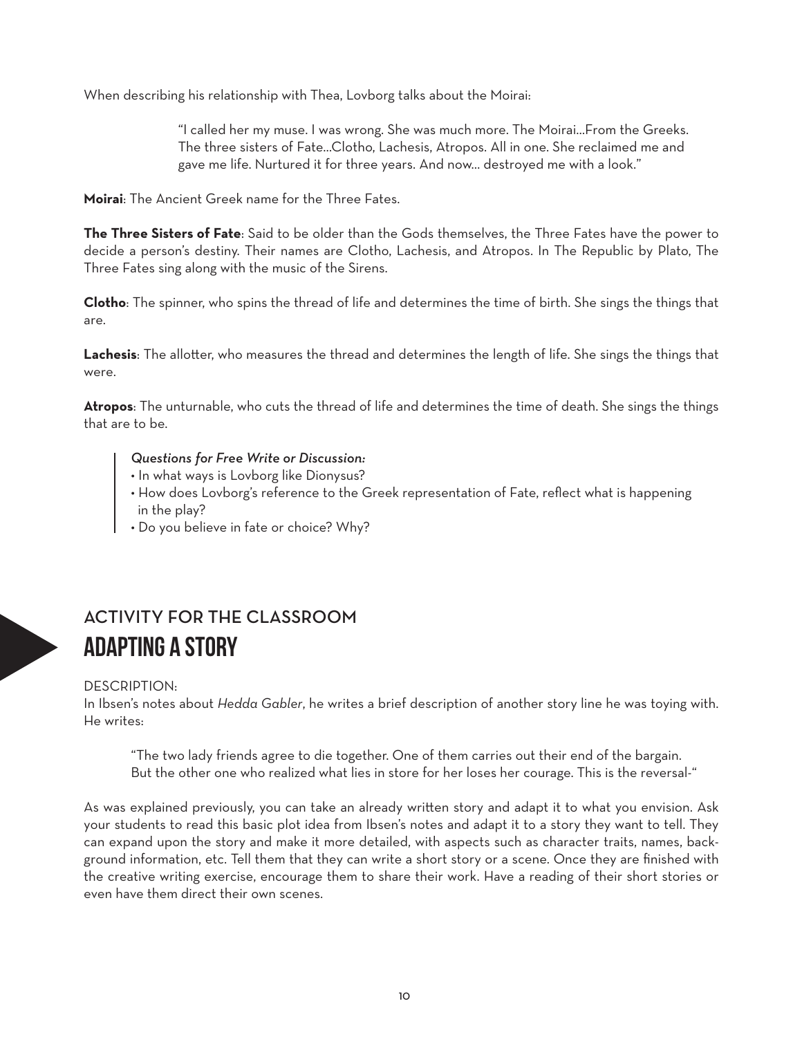When describing his relationship with Thea, Lovborg talks about the Moirai:

> "I called her my muse. I was wrong. She was much more. The Moirai...From the Greeks. The three sisters of Fate...Clotho, Lachesis, Atropos. All in one. She reclaimed me and gave me life. Nurtured it for three years. And now... destroyed me with a look."

**Moirai**: The Ancient Greek name for the Three Fates.

**The Three Sisters of Fate**: Said to be older than the Gods themselves, the Three Fates have the power to decide a person's destiny. Their names are Clotho, Lachesis, and Atropos. In The Republic by Plato, The Three Fates sing along with the music of the Sirens.

**Clotho**: The spinner, who spins the thread of life and determines the time of birth. She sings the things that are.

**Lachesis**: The allotter, who measures the thread and determines the length of life. She sings the things that were.

**Atropos**: The unturnable, who cuts the thread of life and determines the time of death. She sings the things that are to be.

> *Questions for Free Write or Discussion:*
> - In what ways is Lovborg like Dionysus?
> - How does Lovborg's reference to the Greek representation of Fate, reflect what is happening in the play?
> - Do you believe in fate or choice? Why?

## ACTIVITY FOR THE CLASSROOM
# ADAPTING A STORY

DESCRIPTION:
In Ibsen's notes about *Hedda Gabler*, he writes a brief description of another story line he was toying with. He writes:

> "The two lady friends agree to die together. One of them carries out their end of the bargain. But the other one who realized what lies in store for her loses her courage. This is the reversal-"

As was explained previously, you can take an already written story and adapt it to what you envision. Ask your students to read this basic plot idea from Ibsen's notes and adapt it to a story they want to tell. They can expand upon the story and make it more detailed, with aspects such as character traits, names, background information, etc. Tell them that they can write a short story or a scene. Once they are finished with the creative writing exercise, encourage them to share their work. Have a reading of their short stories or even have them direct their own scenes.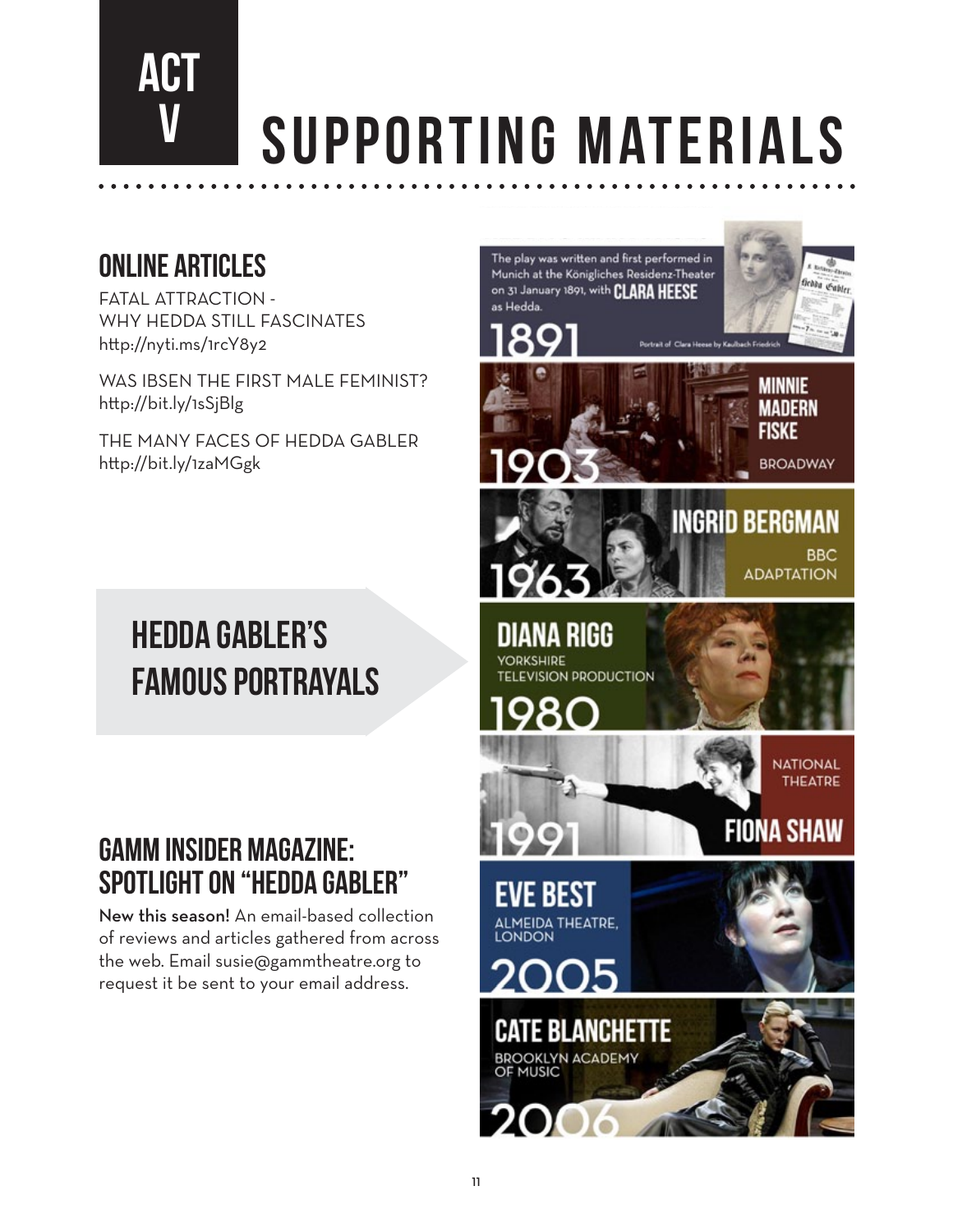# ACT V SUPPORTING MATERIALS

## ONLINE ARTICLES

FATAL ATTRACTION - WHY HEDDA STILL FASCINATES
http://nyti.ms/1rcY8y2

WAS IBSEN THE FIRST MALE FEMINIST?
http://bit.ly/1sSjBlg

THE MANY FACES OF HEDDA GABLER
http://bit.ly/1zaMGgk

## HEDDA GABLER'S FAMOUS PORTRAYALS

**1891** — The play was written and first performed in Munich at the Königliches Residenz-Theater on 31 January 1891, with **CLARA HEESE** as Hedda.

Portrait of Clara Heese by Kaulbach Friedrich

**1903** — **MINNIE MADERN FISKE**, BROADWAY

**1963** — **INGRID BERGMAN**, BBC ADAPTATION

**1980** — **DIANA RIGG**, YORKSHIRE TELEVISION PRODUCTION

**1991** — **FIONA SHAW**, NATIONAL THEATRE

**2005** — **EVE BEST**, ALMEIDA THEATRE, LONDON

**2006** — **CATE BLANCHETTE**, BROOKLYN ACADEMY OF MUSIC

## GAMM INSIDER MAGAZINE: SPOTLIGHT ON "HEDDA GABLER"

**New this season!** An email-based collection of reviews and articles gathered from across the web. Email susie@gammtheatre.org to request it be sent to your email address.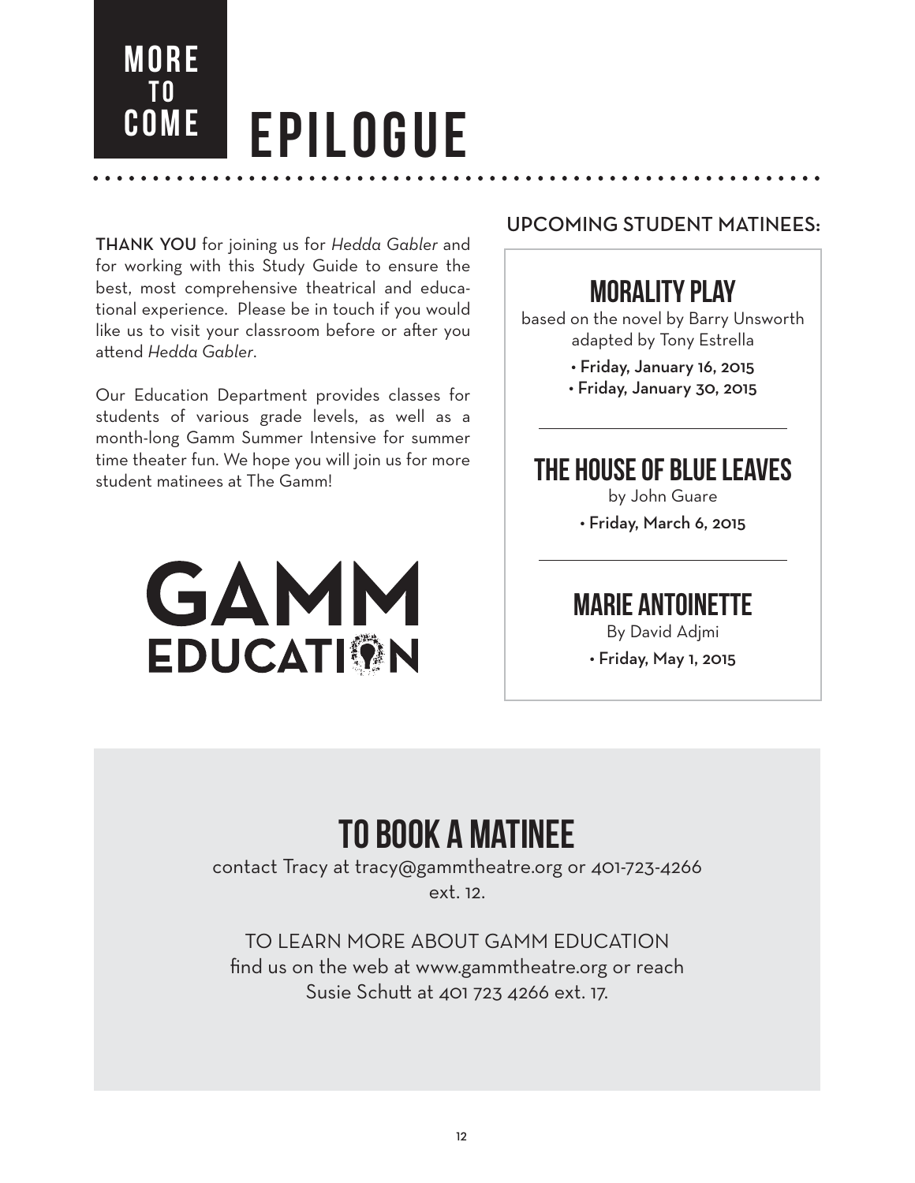MORE TO COME

# EPILOGUE

**THANK YOU** for joining us for *Hedda Gabler* and for working with this Study Guide to ensure the best, most comprehensive theatrical and educational experience. Please be in touch if you would like us to visit your classroom before or after you attend *Hedda Gabler*.

Our Education Department provides classes for students of various grade levels, as well as a month-long Gamm Summer Intensive for summer time theater fun. We hope you will join us for more student matinees at The Gamm!

GAMM EDUCATION

## UPCOMING STUDENT MATINEES:

### MORALITY PLAY

based on the novel by Barry Unsworth
adapted by Tony Estrella

- **Friday, January 16, 2015**
- **Friday, January 30, 2015**

### THE HOUSE OF BLUE LEAVES

by John Guare

- **Friday, March 6, 2015**

### MARIE ANTOINETTE

By David Adjmi

- **Friday, May 1, 2015**

## TO BOOK A MATINEE

contact Tracy at tracy@gammtheatre.org or 401-723-4266 ext. 12.

TO LEARN MORE ABOUT GAMM EDUCATION
find us on the web at www.gammtheatre.org or reach Susie Schutt at 401 723 4266 ext. 17.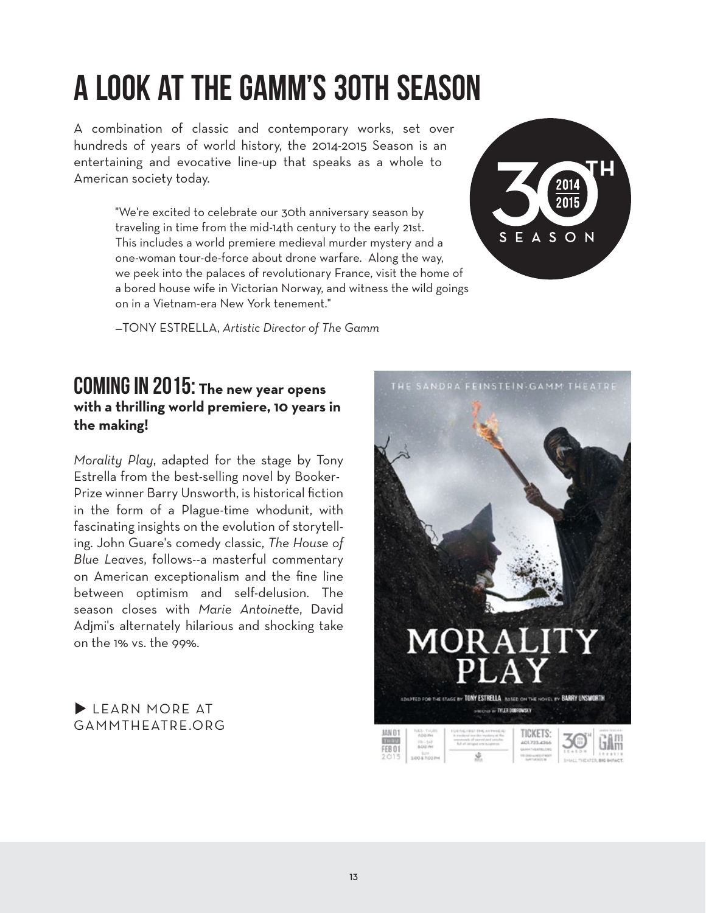# A LOOK AT THE GAMM'S 30TH SEASON

A combination of classic and contemporary works, set over hundreds of years of world history, the 2014-2015 Season is an entertaining and evocative line-up that speaks as a whole to American society today.

> "We're excited to celebrate our 30th anniversary season by traveling in time from the mid-14th century to the early 21st. This includes a world premiere medieval murder mystery and a one-woman tour-de-force about drone warfare. Along the way, we peek into the palaces of revolutionary France, visit the home of a bored house wife in Victorian Norway, and witness the wild goings on in a Vietnam-era New York tenement."
>
> —TONY ESTRELLA, *Artistic Director of The Gamm*

## COMING IN 2015: **The new year opens with a thrilling world premiere, 10 years in the making!**

*Morality Play*, adapted for the stage by Tony Estrella from the best-selling novel by Booker-Prize winner Barry Unsworth, is historical fiction in the form of a Plague-time whodunit, with fascinating insights on the evolution of storytelling. John Guare's comedy classic, *The House of Blue Leaves*, follows--a masterful commentary on American exceptionalism and the fine line between optimism and self-delusion. The season closes with *Marie Antoinette*, David Adjmi's alternately hilarious and shocking take on the 1% vs. the 99%.

▶ LEARN MORE AT GAMMTHEATRE.ORG